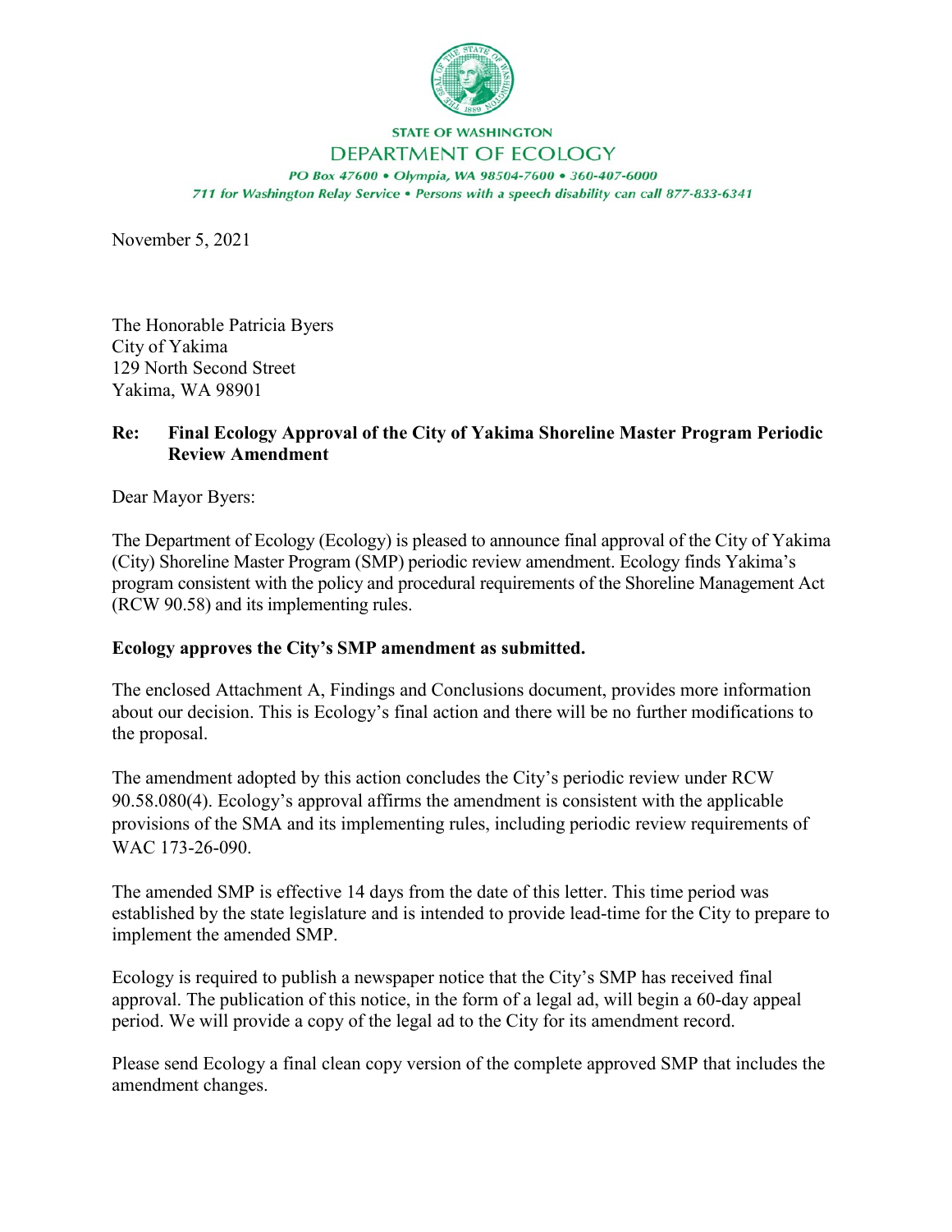STATE OF WASHINGTON

DEPARTMENT OF ECOLOGY

*PO Box 47600 • Olympia, WA 98504-7600 • 360-407-6000*

*711 for Washington Relay Service • Persons with a speech disability can call 877-833-6341*

November 5, 2021

The Honorable Patricia Byers
City of Yakima
129 North Second Street
Yakima, WA 98901

**Re: Final Ecology Approval of the City of Yakima Shoreline Master Program Periodic Review Amendment**

Dear Mayor Byers:

The Department of Ecology (Ecology) is pleased to announce final approval of the City of Yakima (City) Shoreline Master Program (SMP) periodic review amendment. Ecology finds Yakima's program consistent with the policy and procedural requirements of the Shoreline Management Act (RCW 90.58) and its implementing rules.

**Ecology approves the City's SMP amendment as submitted.**

The enclosed Attachment A, Findings and Conclusions document, provides more information about our decision. This is Ecology's final action and there will be no further modifications to the proposal.

The amendment adopted by this action concludes the City's periodic review under RCW 90.58.080(4). Ecology's approval affirms the amendment is consistent with the applicable provisions of the SMA and its implementing rules, including periodic review requirements of WAC 173-26-090.

The amended SMP is effective 14 days from the date of this letter. This time period was established by the state legislature and is intended to provide lead-time for the City to prepare to implement the amended SMP.

Ecology is required to publish a newspaper notice that the City's SMP has received final approval. The publication of this notice, in the form of a legal ad, will begin a 60-day appeal period. We will provide a copy of the legal ad to the City for its amendment record.

Please send Ecology a final clean copy version of the complete approved SMP that includes the amendment changes.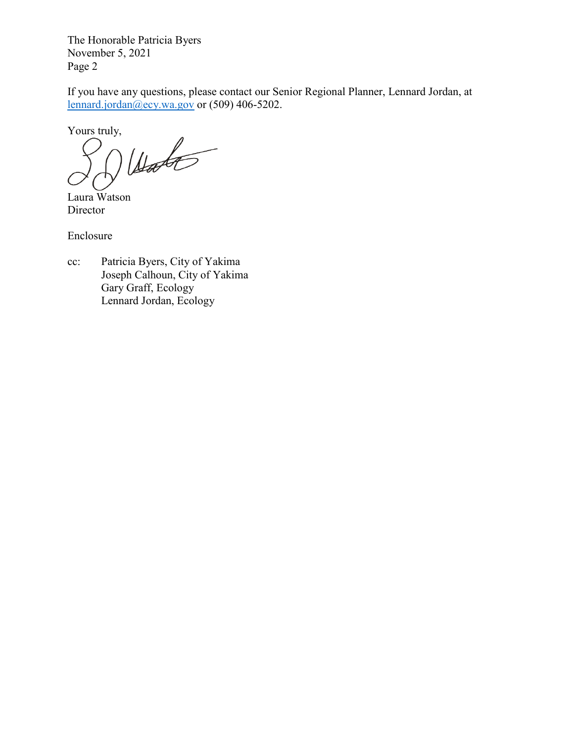If you have any questions, please contact our Senior Regional Planner, Lennard Jordan, at lennard.jordan@ecy.wa.gov or (509) 406-5202.

Yours truly,

Laura Watson
Director

Enclosure

cc: Patricia Byers, City of Yakima
Joseph Calhoun, City of Yakima
Gary Graff, Ecology
Lennard Jordan, Ecology